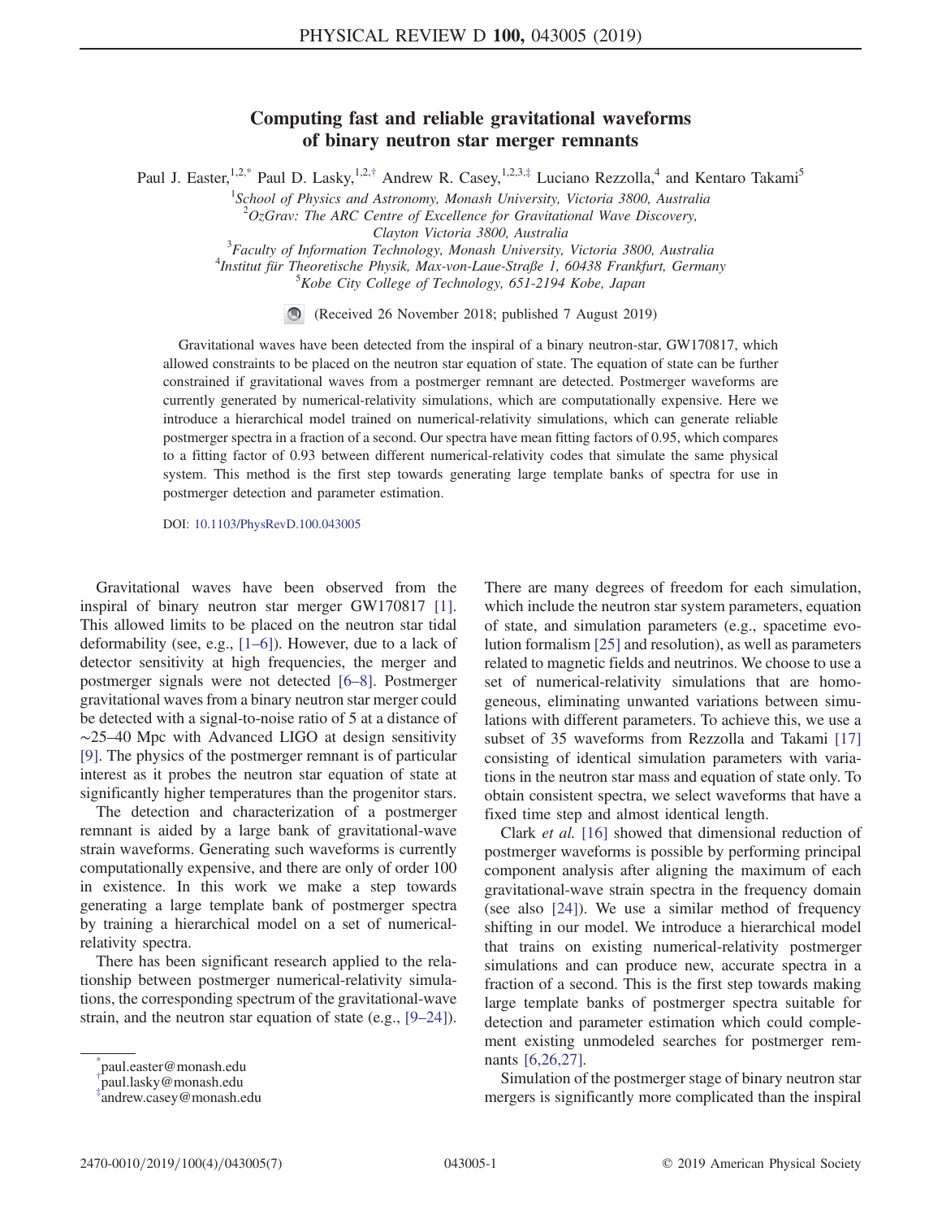# Computing fast and reliable gravitational waveforms of binary neutron star merger remnants

Paul J. Easter,[1,2,*] Paul D. Lasky,[1,2,†] Andrew R. Casey,[1,2,3,‡] Luciano Rezzolla,[4] and Kentaro Takami[5]

[1]School of Physics and Astronomy, Monash University, Victoria 3800, Australia
[2]OzGrav: The ARC Centre of Excellence for Gravitational Wave Discovery, Clayton Victoria 3800, Australia
[3]Faculty of Information Technology, Monash University, Victoria 3800, Australia
[4]Institut für Theoretische Physik, Max-von-Laue-Straße 1, 60438 Frankfurt, Germany
[5]Kobe City College of Technology, 651-2194 Kobe, Japan

(Received 26 November 2018; published 7 August 2019)

Gravitational waves have been detected from the inspiral of a binary neutron-star, GW170817, which allowed constraints to be placed on the neutron star equation of state. The equation of state can be further constrained if gravitational waves from a postmerger remnant are detected. Postmerger waveforms are currently generated by numerical-relativity simulations, which are computationally expensive. Here we introduce a hierarchical model trained on numerical-relativity simulations, which can generate reliable postmerger spectra in a fraction of a second. Our spectra have mean fitting factors of 0.95, which compares to a fitting factor of 0.93 between different numerical-relativity codes that simulate the same physical system. This method is the first step towards generating large template banks of spectra for use in postmerger detection and parameter estimation.

DOI: 10.1103/PhysRevD.100.043005

Gravitational waves have been observed from the inspiral of binary neutron star merger GW170817 [1]. This allowed limits to be placed on the neutron star tidal deformability (see, e.g., [1–6]). However, due to a lack of detector sensitivity at high frequencies, the merger and postmerger signals were not detected [6–8]. Postmerger gravitational waves from a binary neutron star merger could be detected with a signal-to-noise ratio of 5 at a distance of ~25–40 Mpc with Advanced LIGO at design sensitivity [9]. The physics of the postmerger remnant is of particular interest as it probes the neutron star equation of state at significantly higher temperatures than the progenitor stars.

The detection and characterization of a postmerger remnant is aided by a large bank of gravitational-wave strain waveforms. Generating such waveforms is currently computationally expensive, and there are only of order 100 in existence. In this work we make a step towards generating a large template bank of postmerger spectra by training a hierarchical model on a set of numerical-relativity spectra.

There has been significant research applied to the relationship between postmerger numerical-relativity simulations, the corresponding spectrum of the gravitational-wave strain, and the neutron star equation of state (e.g., [9–24]). There are many degrees of freedom for each simulation, which include the neutron star system parameters, equation of state, and simulation parameters (e.g., spacetime evolution formalism [25] and resolution), as well as parameters related to magnetic fields and neutrinos. We choose to use a set of numerical-relativity simulations that are homogeneous, eliminating unwanted variations between simulations with different parameters. To achieve this, we use a subset of 35 waveforms from Rezzolla and Takami [17] consisting of identical simulation parameters with variations in the neutron star mass and equation of state only. To obtain consistent spectra, we select waveforms that have a fixed time step and almost identical length.

Clark *et al.* [16] showed that dimensional reduction of postmerger waveforms is possible by performing principal component analysis after aligning the maximum of each gravitational-wave strain spectra in the frequency domain (see also [24]). We use a similar method of frequency shifting in our model. We introduce a hierarchical model that trains on existing numerical-relativity postmerger simulations and can produce new, accurate spectra in a fraction of a second. This is the first step towards making large template banks of postmerger spectra suitable for detection and parameter estimation which could complement existing unmodeled searches for postmerger remnants [6,26,27].

Simulation of the postmerger stage of binary neutron star mergers is significantly more complicated than the inspiral

*paul.easter@monash.edu
†paul.lasky@monash.edu
‡andrew.casey@monash.edu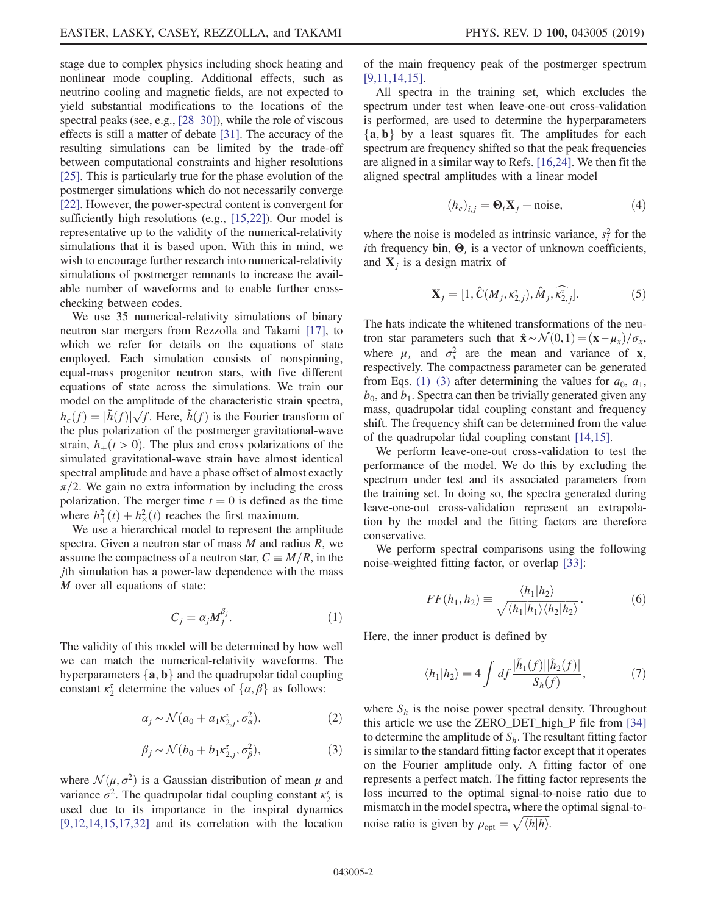stage due to complex physics including shock heating and nonlinear mode coupling. Additional effects, such as neutrino cooling and magnetic fields, are not expected to yield substantial modifications to the locations of the spectral peaks (see, e.g., [28–30]), while the role of viscous effects is still a matter of debate [31]. The accuracy of the resulting simulations can be limited by the trade-off between computational constraints and higher resolutions [25]. This is particularly true for the phase evolution of the postmerger simulations which do not necessarily converge [22]. However, the power-spectral content is convergent for sufficiently high resolutions (e.g., [15,22]). Our model is representative up to the validity of the numerical-relativity simulations that it is based upon. With this in mind, we wish to encourage further research into numerical-relativity simulations of postmerger remnants to increase the available number of waveforms and to enable further cross-checking between codes.

We use 35 numerical-relativity simulations of binary neutron star mergers from Rezzolla and Takami [17], to which we refer for details on the equations of state employed. Each simulation consists of nonspinning, equal-mass progenitor neutron stars, with five different equations of state across the simulations. We train our model on the amplitude of the characteristic strain spectra, $h_c(f) = |\tilde{h}(f)|\sqrt{f}$. Here, $\tilde{h}(f)$ is the Fourier transform of the plus polarization of the postmerger gravitational-wave strain, $h_+(t > 0)$. The plus and cross polarizations of the simulated gravitational-wave strain have almost identical spectral amplitude and have a phase offset of almost exactly $\pi/2$. We gain no extra information by including the cross polarization. The merger time $t = 0$ is defined as the time where $h_+^2(t) + h_\times^2(t)$ reaches the first maximum.

We use a hierarchical model to represent the amplitude spectra. Given a neutron star of mass $M$ and radius $R$, we assume the compactness of a neutron star, $C \equiv M/R$, in the $j$th simulation has a power-law dependence with the mass $M$ over all equations of state:

$$C_j = \alpha_j M_j^{\beta_j}. \tag{1}$$

The validity of this model will be determined by how well we can match the numerical-relativity waveforms. The hyperparameters $\{\mathbf{a}, \mathbf{b}\}$ and the quadrupolar tidal coupling constant $\kappa_2^\tau$ determine the values of $\{\alpha, \beta\}$ as follows:

$$\alpha_j \sim \mathcal{N}(a_0 + a_1 \kappa_{2,j}^\tau, \sigma_\alpha^2), \tag{2}$$

$$\beta_j \sim \mathcal{N}(b_0 + b_1 \kappa_{2,j}^\tau, \sigma_\beta^2), \tag{3}$$

where $\mathcal{N}(\mu, \sigma^2)$ is a Gaussian distribution of mean $\mu$ and variance $\sigma^2$. The quadrupolar tidal coupling constant $\kappa_2^\tau$ is used due to its importance in the inspiral dynamics [9,12,14,15,17,32] and its correlation with the location of the main frequency peak of the postmerger spectrum [9,11,14,15].

All spectra in the training set, which excludes the spectrum under test when leave-one-out cross-validation is performed, are used to determine the hyperparameters $\{\mathbf{a}, \mathbf{b}\}$ by a least squares fit. The amplitudes for each spectrum are frequency shifted so that the peak frequencies are aligned in a similar way to Refs. [16,24]. We then fit the aligned spectral amplitudes with a linear model

$$(h_c)_{i,j} = \mathbf{\Theta}_i \mathbf{X}_j + \text{noise}, \tag{4}$$

where the noise is modeled as intrinsic variance, $s_i^2$ for the $i$th frequency bin, $\mathbf{\Theta}_i$ is a vector of unknown coefficients, and $\mathbf{X}_j$ is a design matrix of

$$\mathbf{X}_j = [1, \hat{C}(M_j, \kappa_{2,j}^\tau), \hat{M}_j, \widehat{\kappa_{2,j}^\tau}]. \tag{5}$$

The hats indicate the whitened transformations of the neutron star parameters such that $\hat{\mathbf{x}} \sim \mathcal{N}(0, 1) = (\mathbf{x} - \mu_x)/\sigma_x$, where $\mu_x$ and $\sigma_x^2$ are the mean and variance of $\mathbf{x}$, respectively. The compactness parameter can be generated from Eqs. (1)–(3) after determining the values for $a_0$, $a_1$, $b_0$, and $b_1$. Spectra can then be trivially generated given any mass, quadrupolar tidal coupling constant and frequency shift. The frequency shift can be determined from the value of the quadrupolar tidal coupling constant [14,15].

We perform leave-one-out cross-validation to test the performance of the model. We do this by excluding the spectrum under test and its associated parameters from the training set. In doing so, the spectra generated during leave-one-out cross-validation represent an extrapolation by the model and the fitting factors are therefore conservative.

We perform spectral comparisons using the following noise-weighted fitting factor, or overlap [33]:

$$FF(h_1, h_2) \equiv \frac{\langle h_1 | h_2 \rangle}{\sqrt{\langle h_1 | h_1 \rangle \langle h_2 | h_2 \rangle}}. \tag{6}$$

Here, the inner product is defined by

$$\langle h_1 | h_2 \rangle \equiv 4 \int df \frac{|\tilde{h}_1(f)||\tilde{h}_2(f)|}{S_h(f)}, \tag{7}$$

where $S_h$ is the noise power spectral density. Throughout this article we use the ZERO_DET_high_P file from [34] to determine the amplitude of $S_h$. The resultant fitting factor is similar to the standard fitting factor except that it operates on the Fourier amplitude only. A fitting factor of one represents a perfect match. The fitting factor represents the loss incurred to the optimal signal-to-noise ratio due to mismatch in the model spectra, where the optimal signal-to-noise ratio is given by $\rho_{\text{opt}} = \sqrt{\langle h | h \rangle}$.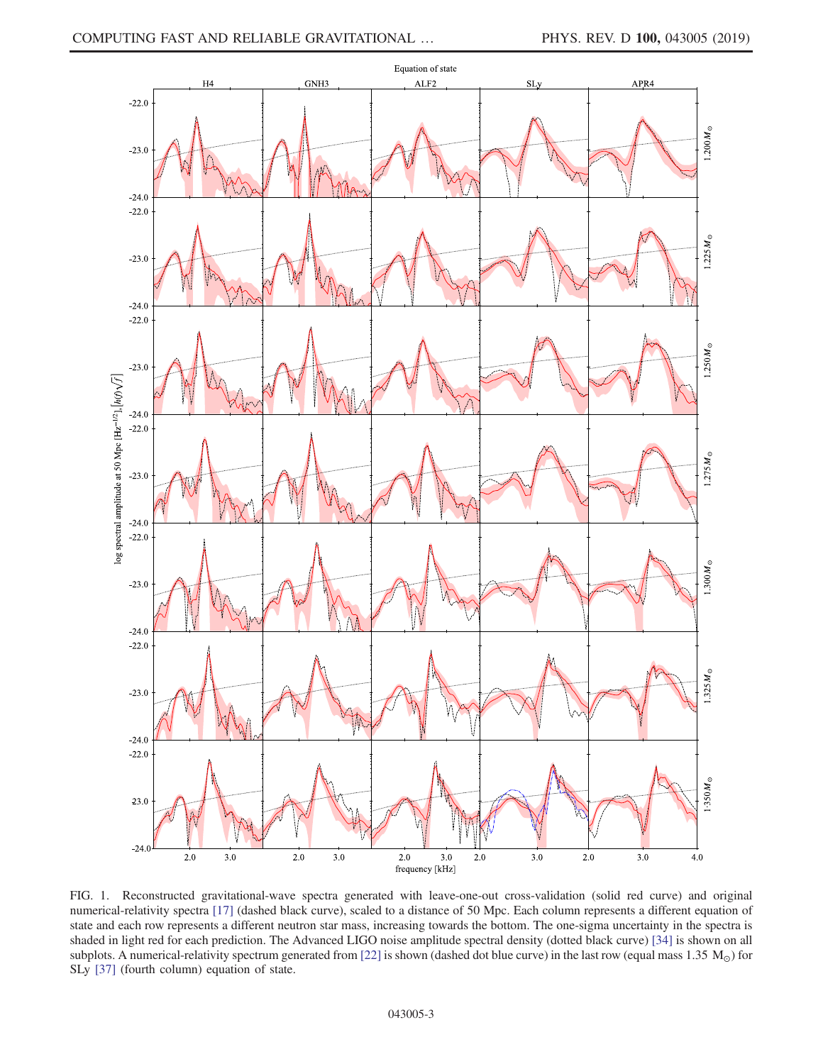Equation of state

H4 GNH3 ALF2 SLy APR4

$1.200\,M_\odot$ $1.225\,M_\odot$ $1.250\,M_\odot$ $1.275\,M_\odot$ $1.300\,M_\odot$ $1.325\,M_\odot$ $1.350\,M_\odot$

-22.0 -23.0 -24.0

log spectral amplitude at 50 Mpc [Hz$^{-1/2}$], $[h(f)\sqrt{f}]$

2.0 3.0 2.0 3.0 2.0 3.0 2.0 3.0 2.0 3.0 4.0

frequency [kHz]

FIG. 1. Reconstructed gravitational-wave spectra generated with leave-one-out cross-validation (solid red curve) and original numerical-relativity spectra [17] (dashed black curve), scaled to a distance of 50 Mpc. Each column represents a different equation of state and each row represents a different neutron star mass, increasing towards the bottom. The one-sigma uncertainty in the spectra is shaded in light red for each prediction. The Advanced LIGO noise amplitude spectral density (dotted black curve) [34] is shown on all subplots. A numerical-relativity spectrum generated from [22] is shown (dashed dot blue curve) in the last row (equal mass 1.35 $M_\odot$) for SLy [37] (fourth column) equation of state.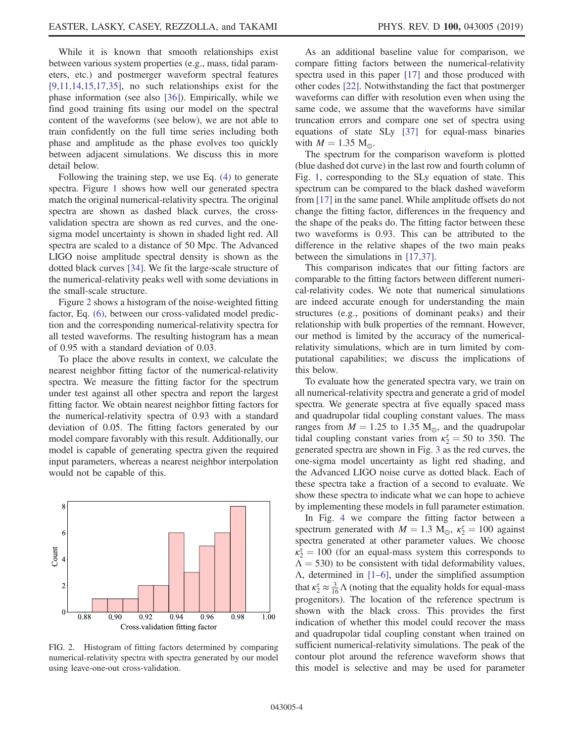While it is known that smooth relationships exist between various system properties (e.g., mass, tidal parameters, etc.) and postmerger waveform spectral features [9,11,14,15,17,35], no such relationships exist for the phase information (see also [36]). Empirically, while we find good training fits using our model on the spectral content of the waveforms (see below), we are not able to train confidently on the full time series including both phase and amplitude as the phase evolves too quickly between adjacent simulations. We discuss this in more detail below.

Following the training step, we use Eq. (4) to generate spectra. Figure 1 shows how well our generated spectra match the original numerical-relativity spectra. The original spectra are shown as dashed black curves, the cross-validation spectra are shown as red curves, and the one-sigma model uncertainty is shown in shaded light red. All spectra are scaled to a distance of 50 Mpc. The Advanced LIGO noise amplitude spectral density is shown as the dotted black curves [34]. We fit the large-scale structure of the numerical-relativity peaks well with some deviations in the small-scale structure.

Figure 2 shows a histogram of the noise-weighted fitting factor, Eq. (6), between our cross-validated model prediction and the corresponding numerical-relativity spectra for all tested waveforms. The resulting histogram has a mean of 0.95 with a standard deviation of 0.03.

To place the above results in context, we calculate the nearest neighbor fitting factor of the numerical-relativity spectra. We measure the fitting factor for the spectrum under test against all other spectra and report the largest fitting factor. We obtain nearest neighbor fitting factors for the numerical-relativity spectra of 0.93 with a standard deviation of 0.05. The fitting factors generated by our model compare favorably with this result. Additionally, our model is capable of generating spectra given the required input parameters, whereas a nearest neighbor interpolation would not be capable of this.

Count

Cross-validation fitting factor

0.88 0.90 0.92 0.94 0.96 0.98 1.00

0 2 4 6 8

FIG. 2. Histogram of fitting factors determined by comparing numerical-relativity spectra with spectra generated by our model using leave-one-out cross-validation.

As an additional baseline value for comparison, we compare fitting factors between the numerical-relativity spectra used in this paper [17] and those produced with other codes [22]. Notwithstanding the fact that postmerger waveforms can differ with resolution even when using the same code, we assume that the waveforms have similar truncation errors and compare one set of spectra using equations of state SLy [37] for equal-mass binaries with $M = 1.35\ \mathrm{M}_{\odot}$.

The spectrum for the comparison waveform is plotted (blue dashed dot curve) in the last row and fourth column of Fig. 1, corresponding to the SLy equation of state. This spectrum can be compared to the black dashed waveform from [17] in the same panel. While amplitude offsets do not change the fitting factor, differences in the frequency and the shape of the peaks do. The fitting factor between these two waveforms is 0.93. This can be attributed to the difference in the relative shapes of the two main peaks between the simulations in [17,37].

This comparison indicates that our fitting factors are comparable to the fitting factors between different numerical-relativity codes. We note that numerical simulations are indeed accurate enough for understanding the main structures (e.g., positions of dominant peaks) and their relationship with bulk properties of the remnant. However, our method is limited by the accuracy of the numerical-relativity simulations, which are in turn limited by computational capabilities; we discuss the implications of this below.

To evaluate how the generated spectra vary, we train on all numerical-relativity spectra and generate a grid of model spectra. We generate spectra at five equally spaced mass and quadrupolar tidal coupling constant values. The mass ranges from $M = 1.25$ to $1.35\ \mathrm{M}_{\odot}$, and the quadrupolar tidal coupling constant varies from $\kappa_2^T = 50$ to 350. The generated spectra are shown in Fig. 3 as the red curves, the one-sigma model uncertainty as light red shading, and the Advanced LIGO noise curve as dotted black. Each of these spectra take a fraction of a second to evaluate. We show these spectra to indicate what we can hope to achieve by implementing these models in full parameter estimation.

In Fig. 4 we compare the fitting factor between a spectrum generated with $M = 1.3\ \mathrm{M}_{\odot}$, $\kappa_2^T = 100$ against spectra generated at other parameter values. We choose $\kappa_2^T = 100$ (for an equal-mass system this corresponds to $\Lambda = 530$) to be consistent with tidal deformability values, $\Lambda$, determined in [1–6], under the simplified assumption that $\kappa_2^T \approx \frac{3}{16}\Lambda$ (noting that the equality holds for equal-mass progenitors). The location of the reference spectrum is shown with the black cross. This provides the first indication of whether this model could recover the mass and quadrupolar tidal coupling constant when trained on sufficient numerical-relativity simulations. The peak of the contour plot around the reference waveform shows that this model is selective and may be used for parameter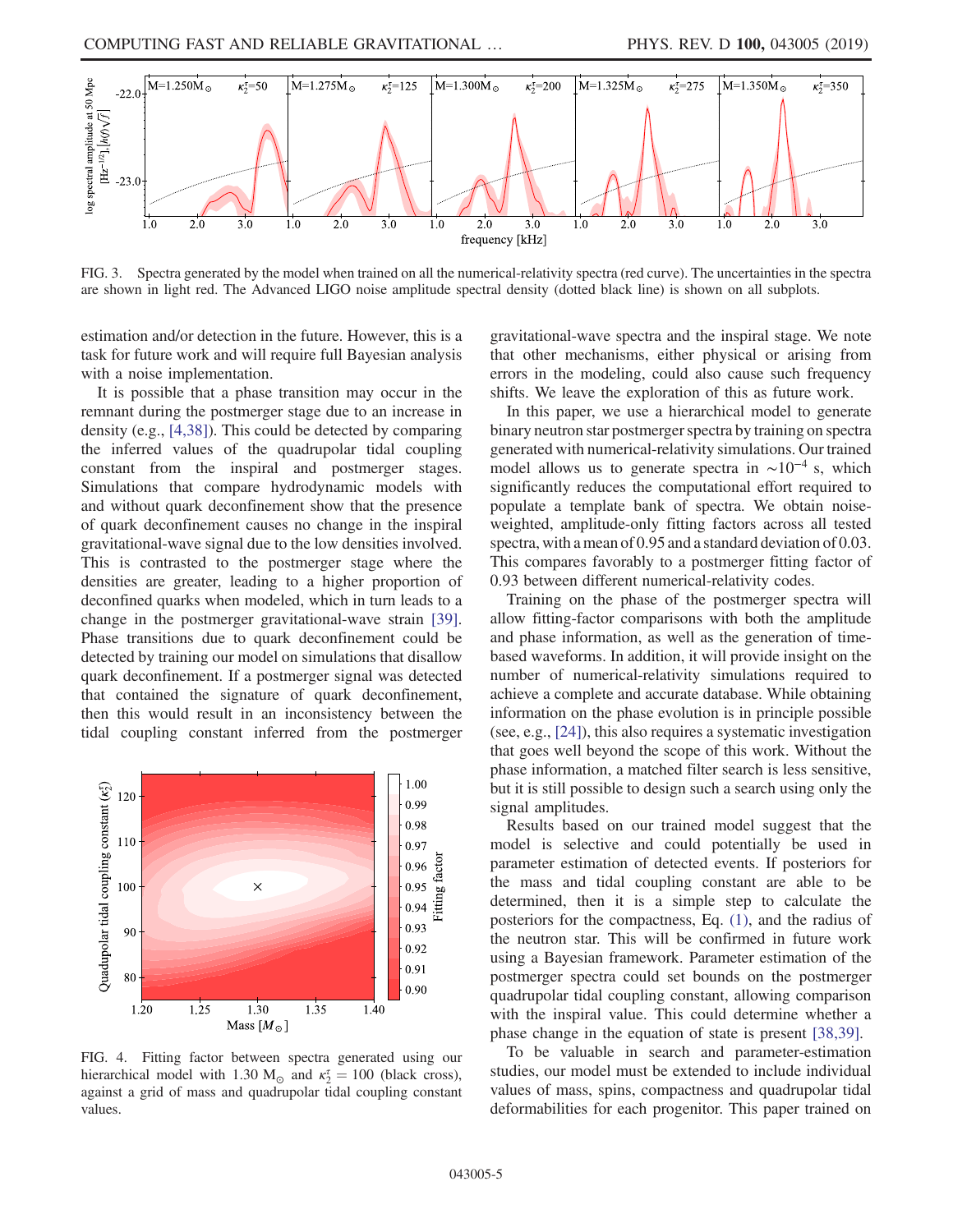log spectral amplitude at 50 Mpc
$[\text{Hz}^{-1/2}], [h(f)\sqrt{f}]$

-22.0
-23.0

M=1.250M$_\odot$ $\kappa_2^T$=50
M=1.275M$_\odot$ $\kappa_2^T$=125
M=1.300M$_\odot$ $\kappa_2^T$=200
M=1.325M$_\odot$ $\kappa_2^T$=275
M=1.350M$_\odot$ $\kappa_2^T$=350

1.0 2.0 3.0 1.0 2.0 3.0 1.0 2.0 3.0 1.0 2.0 3.0 1.0 2.0 3.0

frequency [kHz]

FIG. 3. Spectra generated by the model when trained on all the numerical-relativity spectra (red curve). The uncertainties in the spectra are shown in light red. The Advanced LIGO noise amplitude spectral density (dotted black line) is shown on all subplots.

estimation and/or detection in the future. However, this is a task for future work and will require full Bayesian analysis with a noise implementation.

It is possible that a phase transition may occur in the remnant during the postmerger stage due to an increase in density (e.g., [4,38]). This could be detected by comparing the inferred values of the quadrupolar tidal coupling constant from the inspiral and postmerger stages. Simulations that compare hydrodynamic models with and without quark deconfinement show that the presence of quark deconfinement causes no change in the inspiral gravitational-wave signal due to the low densities involved. This is contrasted to the postmerger stage where the densities are greater, leading to a higher proportion of deconfined quarks when modeled, which in turn leads to a change in the postmerger gravitational-wave strain [39]. Phase transitions due to quark deconfinement could be detected by training our model on simulations that disallow quark deconfinement. If a postmerger signal was detected that contained the signature of quark deconfinement, then this would result in an inconsistency between the tidal coupling constant inferred from the postmerger gravitational-wave spectra and the inspiral stage. We note that other mechanisms, either physical or arising from errors in the modeling, could also cause such frequency shifts. We leave the exploration of this as future work.

Quadrupolar tidal coupling constant ($\kappa_2^T$)

120
110
100
90
80

1.20 1.25 1.30 1.35 1.40

Mass [$M_\odot$]

Fitting factor

1.00
0.99
0.98
0.97
0.96
0.95
0.94
0.93
0.92
0.91
0.90

FIG. 4. Fitting factor between spectra generated using our hierarchical model with 1.30 M$_\odot$ and $\kappa_2^T = 100$ (black cross), against a grid of mass and quadrupolar tidal coupling constant values.

In this paper, we use a hierarchical model to generate binary neutron star postmerger spectra by training on spectra generated with numerical-relativity simulations. Our trained model allows us to generate spectra in $\sim 10^{-4}$ s, which significantly reduces the computational effort required to populate a template bank of spectra. We obtain noise-weighted, amplitude-only fitting factors across all tested spectra, with a mean of 0.95 and a standard deviation of 0.03. This compares favorably to a postmerger fitting factor of 0.93 between different numerical-relativity codes.

Training on the phase of the postmerger spectra will allow fitting-factor comparisons with both the amplitude and phase information, as well as the generation of time-based waveforms. In addition, it will provide insight on the number of numerical-relativity simulations required to achieve a complete and accurate database. While obtaining information on the phase evolution is in principle possible (see, e.g., [24]), this also requires a systematic investigation that goes well beyond the scope of this work. Without the phase information, a matched filter search is less sensitive, but it is still possible to design such a search using only the signal amplitudes.

Results based on our trained model suggest that the model is selective and could potentially be used in parameter estimation of detected events. If posteriors for the mass and tidal coupling constant are able to be determined, then it is a simple step to calculate the posteriors for the compactness, Eq. (1), and the radius of the neutron star. This will be confirmed in future work using a Bayesian framework. Parameter estimation of the postmerger spectra could set bounds on the postmerger quadrupolar tidal coupling constant, allowing comparison with the inspiral value. This could determine whether a phase change in the equation of state is present [38,39].

To be valuable in search and parameter-estimation studies, our model must be extended to include individual values of mass, spins, compactness and quadrupolar tidal deformabilities for each progenitor. This paper trained on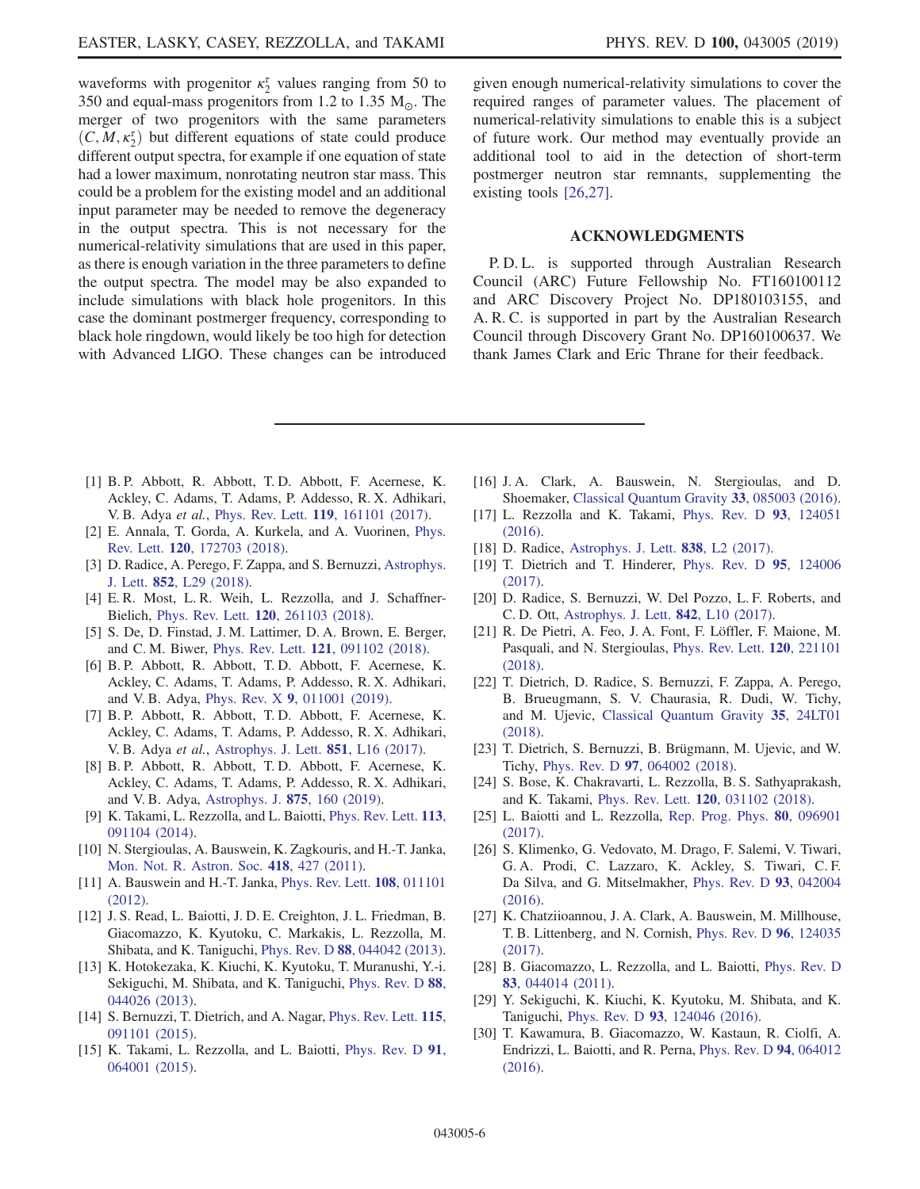waveforms with progenitor $\kappa_2^\tau$ values ranging from 50 to 350 and equal-mass progenitors from 1.2 to 1.35 $M_\odot$. The merger of two progenitors with the same parameters $(C, M, \kappa_2^\tau)$ but different equations of state could produce different output spectra, for example if one equation of state had a lower maximum, nonrotating neutron star mass. This could be a problem for the existing model and an additional input parameter may be needed to remove the degeneracy in the output spectra. This is not necessary for the numerical-relativity simulations that are used in this paper, as there is enough variation in the three parameters to define the output spectra. The model may be also expanded to include simulations with black hole progenitors. In this case the dominant postmerger frequency, corresponding to black hole ringdown, would likely be too high for detection with Advanced LIGO. These changes can be introduced given enough numerical-relativity simulations to cover the required ranges of parameter values. The placement of numerical-relativity simulations to enable this is a subject of future work. Our method may eventually provide an additional tool to aid in the detection of short-term postmerger neutron star remnants, supplementing the existing tools [26,27].

## ACKNOWLEDGMENTS

P. D. L. is supported through Australian Research Council (ARC) Future Fellowship No. FT160100112 and ARC Discovery Project No. DP180103155, and A. R. C. is supported in part by the Australian Research Council through Discovery Grant No. DP160100637. We thank James Clark and Eric Thrane for their feedback.

---

[1] B. P. Abbott, R. Abbott, T. D. Abbott, F. Acernese, K. Ackley, C. Adams, T. Adams, P. Addesso, R. X. Adhikari, V. B. Adya *et al.*, Phys. Rev. Lett. **119**, 161101 (2017).

[2] E. Annala, T. Gorda, A. Kurkela, and A. Vuorinen, Phys. Rev. Lett. **120**, 172703 (2018).

[3] D. Radice, A. Perego, F. Zappa, and S. Bernuzzi, Astrophys. J. Lett. **852**, L29 (2018).

[4] E. R. Most, L. R. Weih, L. Rezzolla, and J. Schaffner-Bielich, Phys. Rev. Lett. **120**, 261103 (2018).

[5] S. De, D. Finstad, J. M. Lattimer, D. A. Brown, E. Berger, and C. M. Biwer, Phys. Rev. Lett. **121**, 091102 (2018).

[6] B. P. Abbott, R. Abbott, T. D. Abbott, F. Acernese, K. Ackley, C. Adams, T. Adams, P. Addesso, R. X. Adhikari, and V. B. Adya, Phys. Rev. X **9**, 011001 (2019).

[7] B. P. Abbott, R. Abbott, T. D. Abbott, F. Acernese, K. Ackley, C. Adams, T. Adams, P. Addesso, R. X. Adhikari, V. B. Adya *et al.*, Astrophys. J. Lett. **851**, L16 (2017).

[8] B. P. Abbott, R. Abbott, T. D. Abbott, F. Acernese, K. Ackley, C. Adams, T. Adams, P. Addesso, R. X. Adhikari, and V. B. Adya, Astrophys. J. **875**, 160 (2019).

[9] K. Takami, L. Rezzolla, and L. Baiotti, Phys. Rev. Lett. **113**, 091104 (2014).

[10] N. Stergioulas, A. Bauswein, K. Zagkouris, and H.-T. Janka, Mon. Not. R. Astron. Soc. **418**, 427 (2011).

[11] A. Bauswein and H.-T. Janka, Phys. Rev. Lett. **108**, 011101 (2012).

[12] J. S. Read, L. Baiotti, J. D. E. Creighton, J. L. Friedman, B. Giacomazzo, K. Kyutoku, C. Markakis, L. Rezzolla, M. Shibata, and K. Taniguchi, Phys. Rev. D **88**, 044042 (2013).

[13] K. Hotokezaka, K. Kiuchi, K. Kyutoku, T. Muranushi, Y.-i. Sekiguchi, M. Shibata, and K. Taniguchi, Phys. Rev. D **88**, 044026 (2013).

[14] S. Bernuzzi, T. Dietrich, and A. Nagar, Phys. Rev. Lett. **115**, 091101 (2015).

[15] K. Takami, L. Rezzolla, and L. Baiotti, Phys. Rev. D **91**, 064001 (2015).

[16] J. A. Clark, A. Bauswein, N. Stergioulas, and D. Shoemaker, Classical Quantum Gravity **33**, 085003 (2016).

[17] L. Rezzolla and K. Takami, Phys. Rev. D **93**, 124051 (2016).

[18] D. Radice, Astrophys. J. Lett. **838**, L2 (2017).

[19] T. Dietrich and T. Hinderer, Phys. Rev. D **95**, 124006 (2017).

[20] D. Radice, S. Bernuzzi, W. Del Pozzo, L. F. Roberts, and C. D. Ott, Astrophys. J. Lett. **842**, L10 (2017).

[21] R. De Pietri, A. Feo, J. A. Font, F. Löffler, F. Maione, M. Pasquali, and N. Stergioulas, Phys. Rev. Lett. **120**, 221101 (2018).

[22] T. Dietrich, D. Radice, S. Bernuzzi, F. Zappa, A. Perego, B. Brueugmann, S. V. Chaurasia, R. Dudi, W. Tichy, and M. Ujevic, Classical Quantum Gravity **35**, 24LT01 (2018).

[23] T. Dietrich, S. Bernuzzi, B. Brügmann, M. Ujevic, and W. Tichy, Phys. Rev. D **97**, 064002 (2018).

[24] S. Bose, K. Chakravarti, L. Rezzolla, B. S. Sathyaprakash, and K. Takami, Phys. Rev. Lett. **120**, 031102 (2018).

[25] L. Baiotti and L. Rezzolla, Rep. Prog. Phys. **80**, 096901 (2017).

[26] S. Klimenko, G. Vedovato, M. Drago, F. Salemi, V. Tiwari, G. A. Prodi, C. Lazzaro, K. Ackley, S. Tiwari, C. F. Da Silva, and G. Mitselmakher, Phys. Rev. D **93**, 042004 (2016).

[27] K. Chatziioannou, J. A. Clark, A. Bauswein, M. Millhouse, T. B. Littenberg, and N. Cornish, Phys. Rev. D **96**, 124035 (2017).

[28] B. Giacomazzo, L. Rezzolla, and L. Baiotti, Phys. Rev. D **83**, 044014 (2011).

[29] Y. Sekiguchi, K. Kiuchi, K. Kyutoku, M. Shibata, and K. Taniguchi, Phys. Rev. D **93**, 124046 (2016).

[30] T. Kawamura, B. Giacomazzo, W. Kastaun, R. Ciolfi, A. Endrizzi, L. Baiotti, and R. Perna, Phys. Rev. D **94**, 064012 (2016).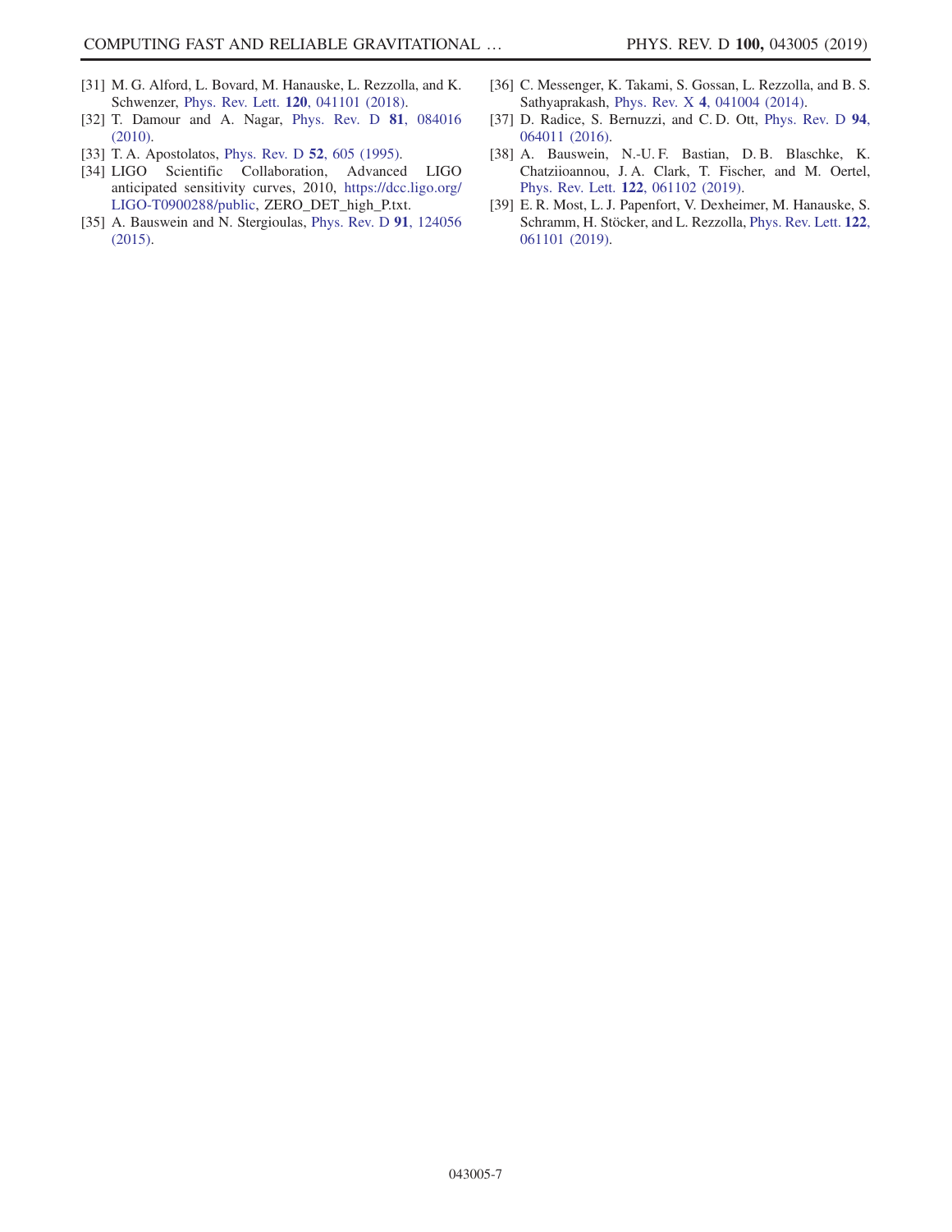[31] M. G. Alford, L. Bovard, M. Hanauske, L. Rezzolla, and K. Schwenzer, Phys. Rev. Lett. **120**, 041101 (2018).

[32] T. Damour and A. Nagar, Phys. Rev. D **81**, 084016 (2010).

[33] T. A. Apostolatos, Phys. Rev. D **52**, 605 (1995).

[34] LIGO Scientific Collaboration, Advanced LIGO anticipated sensitivity curves, 2010, https://dcc.ligo.org/LIGO-T0900288/public, ZERO_DET_high_P.txt.

[35] A. Bauswein and N. Stergioulas, Phys. Rev. D **91**, 124056 (2015).

[36] C. Messenger, K. Takami, S. Gossan, L. Rezzolla, and B. S. Sathyaprakash, Phys. Rev. X **4**, 041004 (2014).

[37] D. Radice, S. Bernuzzi, and C. D. Ott, Phys. Rev. D **94**, 064011 (2016).

[38] A. Bauswein, N.-U. F. Bastian, D. B. Blaschke, K. Chatziioannou, J. A. Clark, T. Fischer, and M. Oertel, Phys. Rev. Lett. **122**, 061102 (2019).

[39] E. R. Most, L. J. Papenfort, V. Dexheimer, M. Hanauske, S. Schramm, H. Stöcker, and L. Rezzolla, Phys. Rev. Lett. **122**, 061101 (2019).